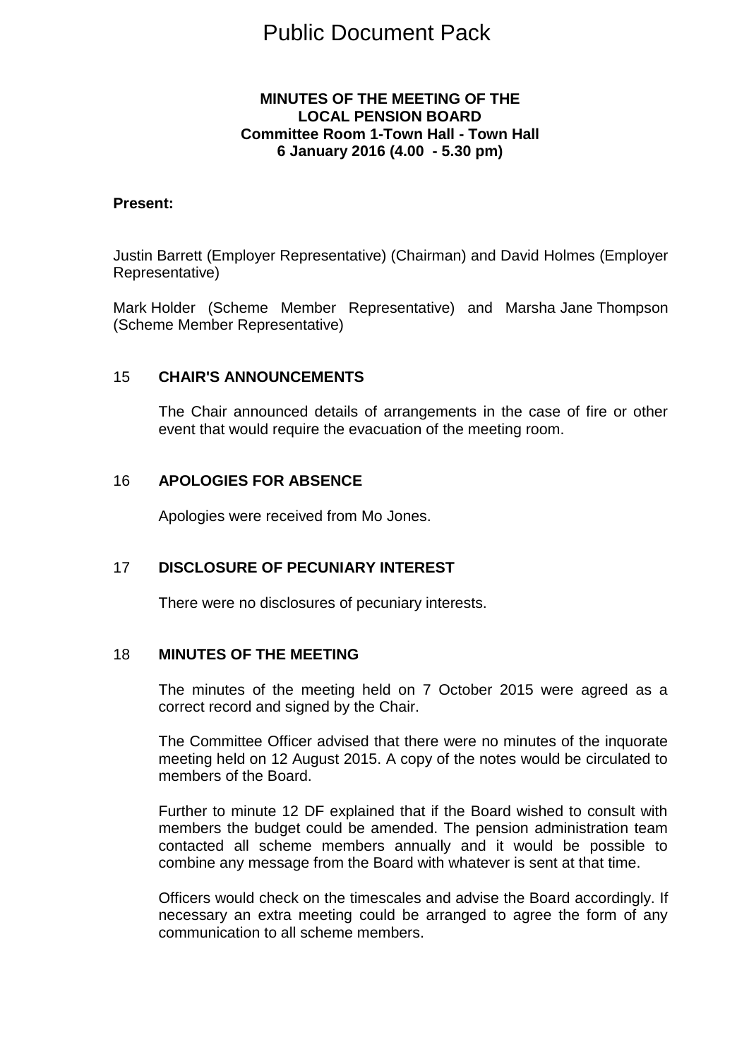# Public Document Pack

**MINUTES OF THE MEETING OF THE**
**LOCAL PENSION BOARD**
**Committee Room 1-Town Hall - Town Hall**
**6 January 2016 (4.00 - 5.30 pm)**

**Present:**

Justin Barrett (Employer Representative) (Chairman) and David Holmes (Employer Representative)

Mark Holder (Scheme Member Representative) and Marsha Jane Thompson (Scheme Member Representative)

## 15 CHAIR'S ANNOUNCEMENTS

The Chair announced details of arrangements in the case of fire or other event that would require the evacuation of the meeting room.

## 16 APOLOGIES FOR ABSENCE

Apologies were received from Mo Jones.

## 17 DISCLOSURE OF PECUNIARY INTEREST

There were no disclosures of pecuniary interests.

## 18 MINUTES OF THE MEETING

The minutes of the meeting held on 7 October 2015 were agreed as a correct record and signed by the Chair.

The Committee Officer advised that there were no minutes of the inquorate meeting held on 12 August 2015. A copy of the notes would be circulated to members of the Board.

Further to minute 12 DF explained that if the Board wished to consult with members the budget could be amended. The pension administration team contacted all scheme members annually and it would be possible to combine any message from the Board with whatever is sent at that time.

Officers would check on the timescales and advise the Board accordingly. If necessary an extra meeting could be arranged to agree the form of any communication to all scheme members.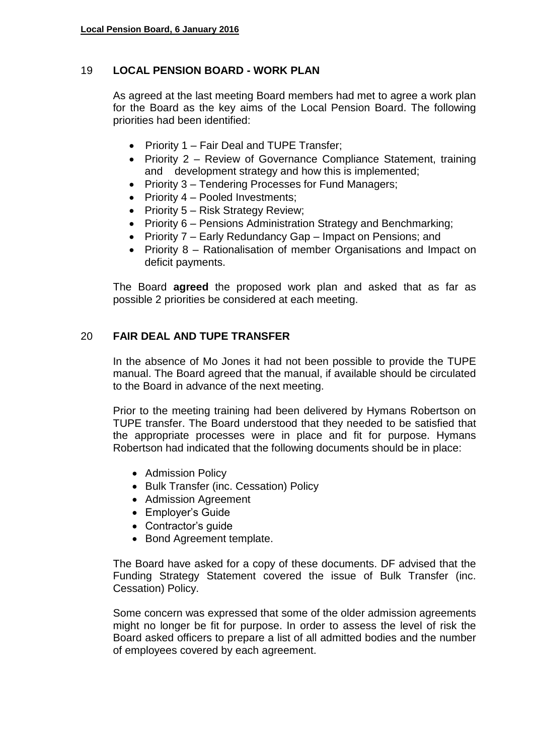## 19 LOCAL PENSION BOARD - WORK PLAN

As agreed at the last meeting Board members had met to agree a work plan for the Board as the key aims of the Local Pension Board. The following priorities had been identified:

- Priority 1 – Fair Deal and TUPE Transfer;
- Priority 2 – Review of Governance Compliance Statement, training and development strategy and how this is implemented;
- Priority 3 – Tendering Processes for Fund Managers;
- Priority 4 – Pooled Investments;
- Priority 5 – Risk Strategy Review;
- Priority 6 – Pensions Administration Strategy and Benchmarking;
- Priority 7 – Early Redundancy Gap – Impact on Pensions; and
- Priority 8 – Rationalisation of member Organisations and Impact on deficit payments.

The Board **agreed** the proposed work plan and asked that as far as possible 2 priorities be considered at each meeting.

## 20 FAIR DEAL AND TUPE TRANSFER

In the absence of Mo Jones it had not been possible to provide the TUPE manual. The Board agreed that the manual, if available should be circulated to the Board in advance of the next meeting.

Prior to the meeting training had been delivered by Hymans Robertson on TUPE transfer. The Board understood that they needed to be satisfied that the appropriate processes were in place and fit for purpose. Hymans Robertson had indicated that the following documents should be in place:

- Admission Policy
- Bulk Transfer (inc. Cessation) Policy
- Admission Agreement
- Employer's Guide
- Contractor's guide
- Bond Agreement template.

The Board have asked for a copy of these documents. DF advised that the Funding Strategy Statement covered the issue of Bulk Transfer (inc. Cessation) Policy.

Some concern was expressed that some of the older admission agreements might no longer be fit for purpose. In order to assess the level of risk the Board asked officers to prepare a list of all admitted bodies and the number of employees covered by each agreement.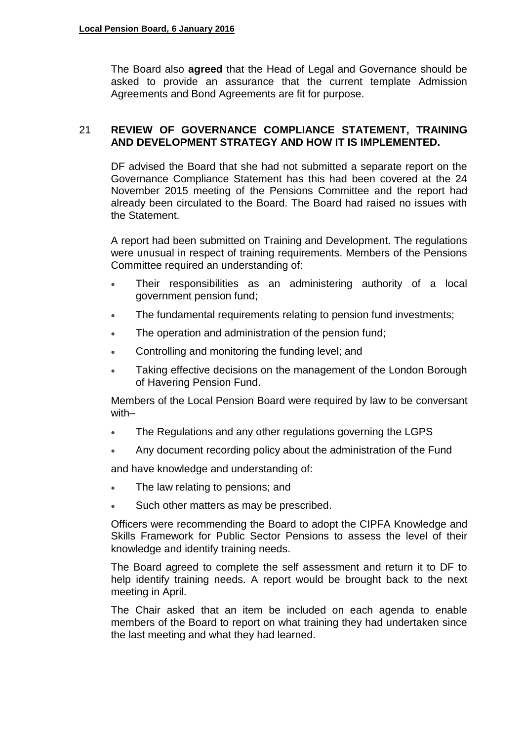The Board also **agreed** that the Head of Legal and Governance should be asked to provide an assurance that the current template Admission Agreements and Bond Agreements are fit for purpose.

## 21 REVIEW OF GOVERNANCE COMPLIANCE STATEMENT, TRAINING AND DEVELOPMENT STRATEGY AND HOW IT IS IMPLEMENTED.

DF advised the Board that she had not submitted a separate report on the Governance Compliance Statement has this had been covered at the 24 November 2015 meeting of the Pensions Committee and the report had already been circulated to the Board. The Board had raised no issues with the Statement.

A report had been submitted on Training and Development. The regulations were unusual in respect of training requirements. Members of the Pensions Committee required an understanding of:

- Their responsibilities as an administering authority of a local government pension fund;
- The fundamental requirements relating to pension fund investments;
- The operation and administration of the pension fund;
- Controlling and monitoring the funding level; and
- Taking effective decisions on the management of the London Borough of Havering Pension Fund.

Members of the Local Pension Board were required by law to be conversant with–

- The Regulations and any other regulations governing the LGPS
- Any document recording policy about the administration of the Fund

and have knowledge and understanding of:

- The law relating to pensions; and
- Such other matters as may be prescribed.

Officers were recommending the Board to adopt the CIPFA Knowledge and Skills Framework for Public Sector Pensions to assess the level of their knowledge and identify training needs.

The Board agreed to complete the self assessment and return it to DF to help identify training needs. A report would be brought back to the next meeting in April.

The Chair asked that an item be included on each agenda to enable members of the Board to report on what training they had undertaken since the last meeting and what they had learned.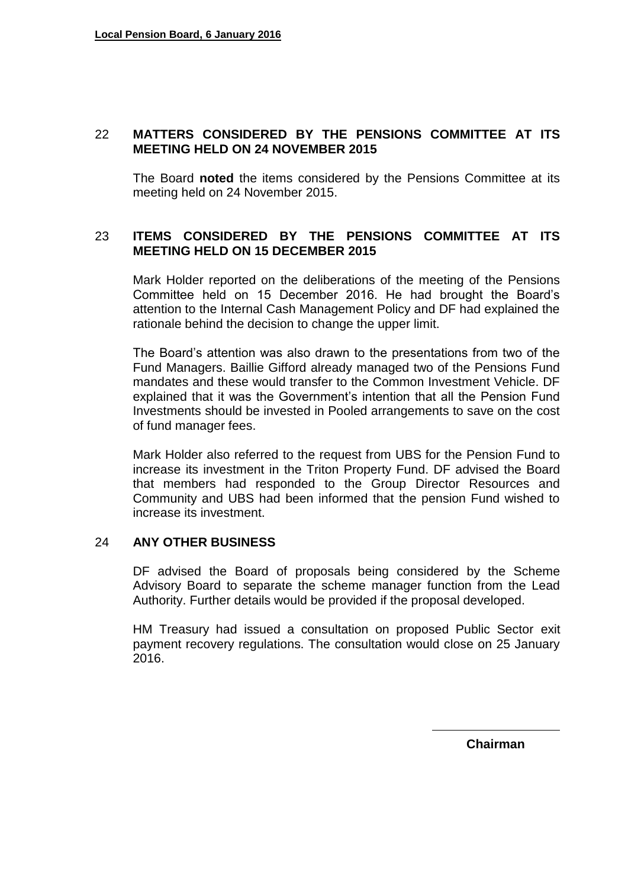## 22 MATTERS CONSIDERED BY THE PENSIONS COMMITTEE AT ITS MEETING HELD ON 24 NOVEMBER 2015

The Board **noted** the items considered by the Pensions Committee at its meeting held on 24 November 2015.

## 23 ITEMS CONSIDERED BY THE PENSIONS COMMITTEE AT ITS MEETING HELD ON 15 DECEMBER 2015

Mark Holder reported on the deliberations of the meeting of the Pensions Committee held on 15 December 2016. He had brought the Board's attention to the Internal Cash Management Policy and DF had explained the rationale behind the decision to change the upper limit.

The Board's attention was also drawn to the presentations from two of the Fund Managers. Baillie Gifford already managed two of the Pensions Fund mandates and these would transfer to the Common Investment Vehicle. DF explained that it was the Government's intention that all the Pension Fund Investments should be invested in Pooled arrangements to save on the cost of fund manager fees.

Mark Holder also referred to the request from UBS for the Pension Fund to increase its investment in the Triton Property Fund. DF advised the Board that members had responded to the Group Director Resources and Community and UBS had been informed that the pension Fund wished to increase its investment.

## 24 ANY OTHER BUSINESS

DF advised the Board of proposals being considered by the Scheme Advisory Board to separate the scheme manager function from the Lead Authority. Further details would be provided if the proposal developed.

HM Treasury had issued a consultation on proposed Public Sector exit payment recovery regulations. The consultation would close on 25 January 2016.

**Chairman**